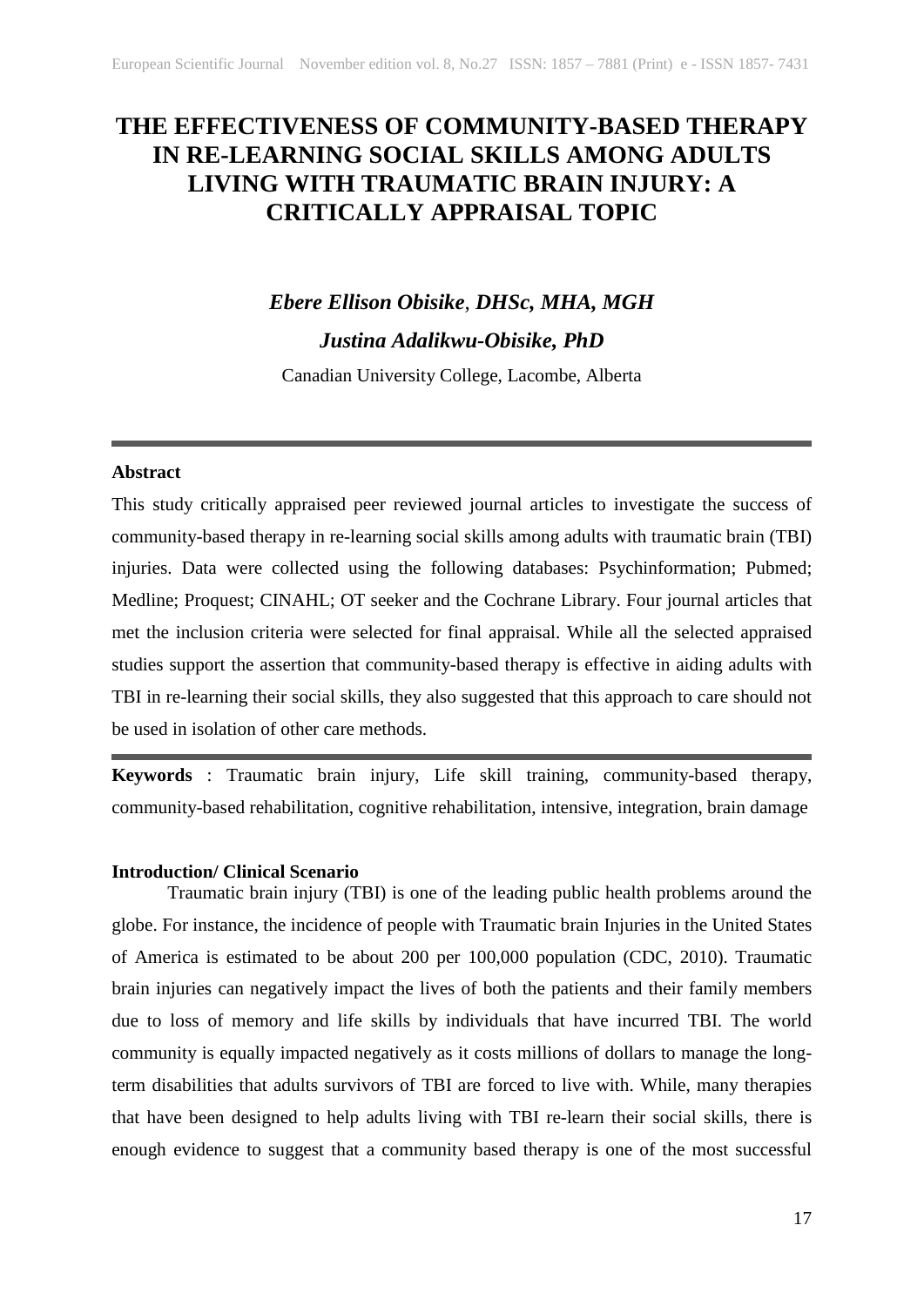# THE EFFECTIVENESS OF COMMUNITY-BASED THERAPY IN RE-LEARNING SOCIAL SKILLS AMONG ADULTS LIVING WITH TRAUMATIC BRAIN INJURY: A CRITICALLY APPRAISAL TOPIC

***Ebere Ellison Obisike*, *DHSc, MHA, MGH***

***Justina Adalikwu-Obisike, PhD***

Canadian University College, Lacombe, Alberta

---

**Abstract**

This study critically appraised peer reviewed journal articles to investigate the success of community-based therapy in re-learning social skills among adults with traumatic brain (TBI) injuries. Data were collected using the following databases: Psychinformation; Pubmed; Medline; Proquest; CINAHL; OT seeker and the Cochrane Library. Four journal articles that met the inclusion criteria were selected for final appraisal. While all the selected appraised studies support the assertion that community-based therapy is effective in aiding adults with TBI in re-learning their social skills, they also suggested that this approach to care should not be used in isolation of other care methods.

---

**Keywords** : Traumatic brain injury, Life skill training, community-based therapy, community-based rehabilitation, cognitive rehabilitation, intensive, integration, brain damage

**Introduction/ Clinical Scenario**

Traumatic brain injury (TBI) is one of the leading public health problems around the globe. For instance, the incidence of people with Traumatic brain Injuries in the United States of America is estimated to be about 200 per 100,000 population (CDC, 2010). Traumatic brain injuries can negatively impact the lives of both the patients and their family members due to loss of memory and life skills by individuals that have incurred TBI. The world community is equally impacted negatively as it costs millions of dollars to manage the long-term disabilities that adults survivors of TBI are forced to live with. While, many therapies that have been designed to help adults living with TBI re-learn their social skills, there is enough evidence to suggest that a community based therapy is one of the most successful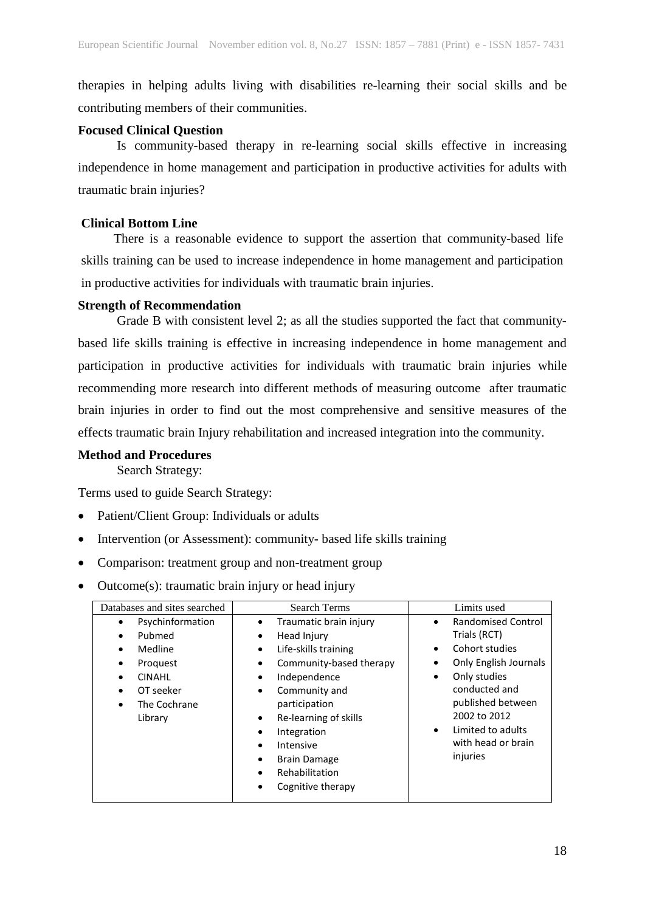therapies in helping adults living with disabilities re-learning their social skills and be contributing members of their communities.

**Focused Clinical Question**

Is community-based therapy in re-learning social skills effective in increasing independence in home management and participation in productive activities for adults with traumatic brain injuries?

**Clinical Bottom Line**

There is a reasonable evidence to support the assertion that community-based life skills training can be used to increase independence in home management and participation in productive activities for individuals with traumatic brain injuries.

**Strength of Recommendation**

Grade B with consistent level 2; as all the studies supported the fact that community-based life skills training is effective in increasing independence in home management and participation in productive activities for individuals with traumatic brain injuries while recommending more research into different methods of measuring outcome after traumatic brain injuries in order to find out the most comprehensive and sensitive measures of the effects traumatic brain Injury rehabilitation and increased integration into the community.

**Method and Procedures**

Search Strategy:

Terms used to guide Search Strategy:

- Patient/Client Group: Individuals or adults
- Intervention (or Assessment): community- based life skills training
- Comparison: treatment group and non-treatment group
- Outcome(s): traumatic brain injury or head injury

| Databases and sites searched | Search Terms | Limits used |
|---|---|---|
| • Psychinformation<br>• Pubmed<br>• Medline<br>• Proquest<br>• CINAHL<br>• OT seeker<br>• The Cochrane Library | • Traumatic brain injury<br>• Head Injury<br>• Life-skills training<br>• Community-based therapy<br>• Independence<br>• Community and participation<br>• Re-learning of skills<br>• Integration<br>• Intensive<br>• Brain Damage<br>• Rehabilitation<br>• Cognitive therapy | • Randomised Control Trials (RCT)<br>• Cohort studies<br>• Only English Journals<br>• Only studies conducted and published between 2002 to 2012<br>• Limited to adults with head or brain injuries |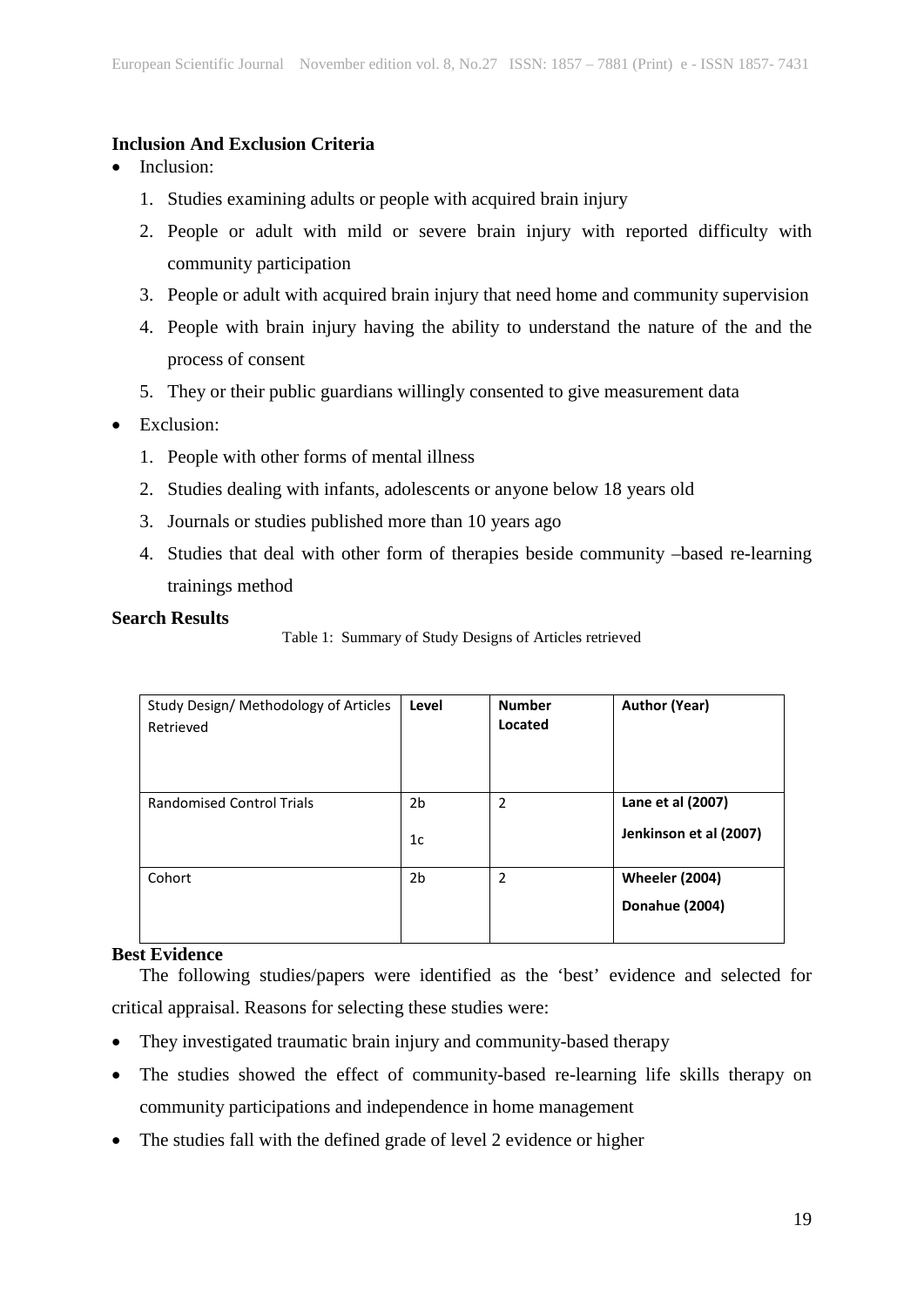**Inclusion And Exclusion Criteria**

- Inclusion:
    1. Studies examining adults or people with acquired brain injury
    2. People or adult with mild or severe brain injury with reported difficulty with community participation
    3. People or adult with acquired brain injury that need home and community supervision
    4. People with brain injury having the ability to understand the nature of the and the process of consent
    5. They or their public guardians willingly consented to give measurement data
- Exclusion:
    1. People with other forms of mental illness
    2. Studies dealing with infants, adolescents or anyone below 18 years old
    3. Journals or studies published more than 10 years ago
    4. Studies that deal with other form of therapies beside community –based re-learning trainings method

**Search Results**

Table 1: Summary of Study Designs of Articles retrieved

| Study Design/ Methodology of Articles Retrieved | **Level** | **Number Located** | **Author (Year)** |
|---|---|---|---|
| Randomised Control Trials | 2b<br>1c | 2 | **Lane et al (2007)**<br>**Jenkinson et al (2007)** |
| Cohort | 2b | 2 | **Wheeler (2004)**<br>**Donahue (2004)** |

**Best Evidence**

The following studies/papers were identified as the 'best' evidence and selected for critical appraisal. Reasons for selecting these studies were:

- They investigated traumatic brain injury and community-based therapy
- The studies showed the effect of community-based re-learning life skills therapy on community participations and independence in home management
- The studies fall with the defined grade of level 2 evidence or higher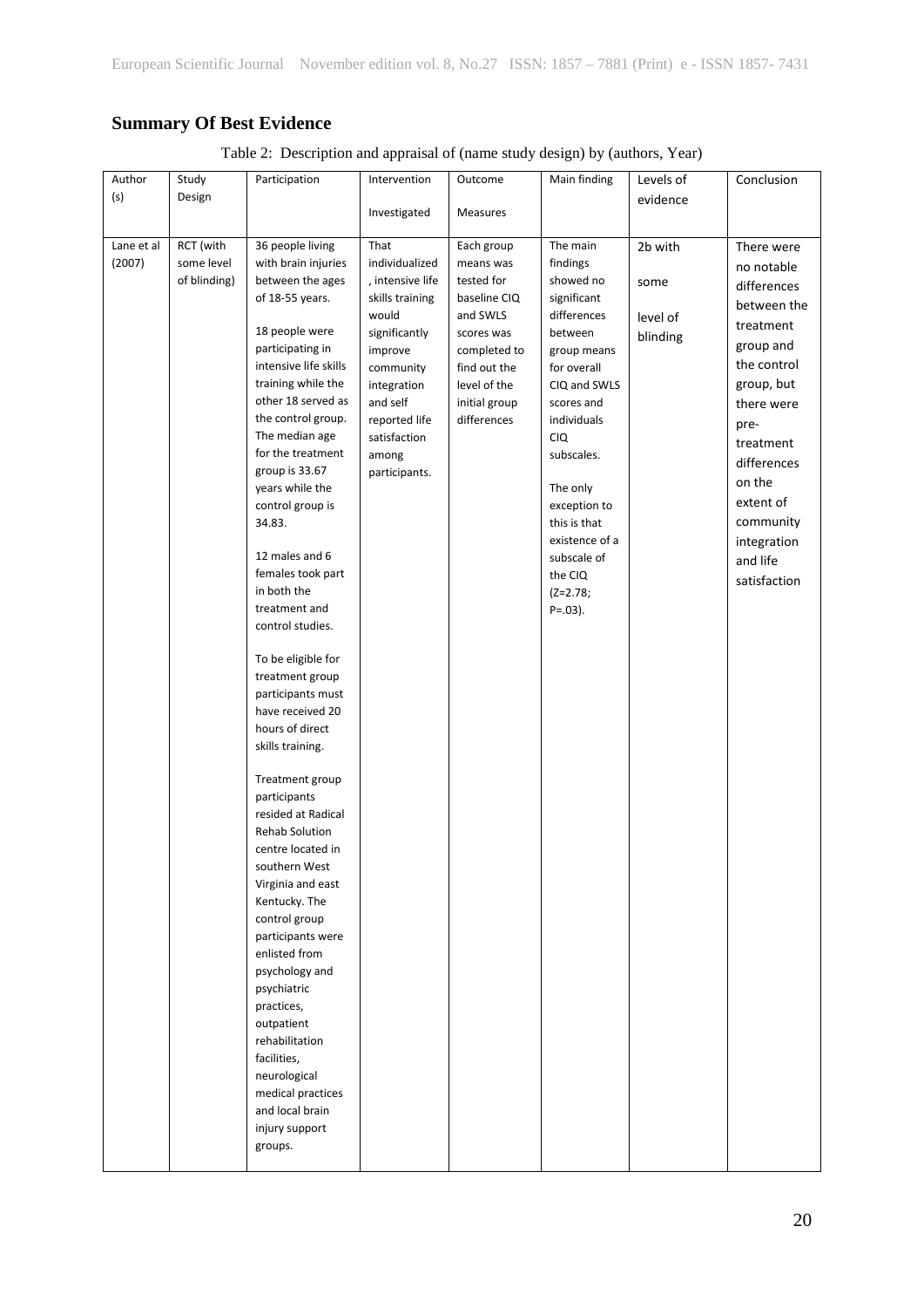## Summary Of Best Evidence

Table 2: Description and appraisal of (name study design) by (authors, Year)

| Author (s) | Study Design | Participation | Intervention Investigated | Outcome Measures | Main finding | Levels of evidence | Conclusion |
|---|---|---|---|---|---|---|---|
| Lane et al (2007) | RCT (with some level of blinding) | 36 people living with brain injuries between the ages of 18-55 years. 18 people were participating in intensive life skills training while the other 18 served as the control group. The median age for the treatment group is 33.67 years while the control group is 34.83. 12 males and 6 females took part in both the treatment and control studies. To be eligible for treatment group participants must have received 20 hours of direct skills training. Treatment group participants resided at Radical Rehab Solution centre located in southern West Virginia and east Kentucky. The control group participants were enlisted from psychology and psychiatric practices, outpatient rehabilitation facilities, neurological medical practices and local brain injury support groups. | That individualized , intensive life skills training would significantly improve community integration and self reported life satisfaction among participants. | Each group means was tested for baseline CIQ and SWLS scores was completed to find out the level of the initial group differences | The main findings showed no significant differences between group means for overall CIQ and SWLS scores and individuals CIQ subscales. The only exception to this is that existence of a subscale of the CIQ (Z=2.78; P=.03). | 2b with some level of blinding | There were no notable differences between the treatment group and the control group, but there were pre-treatment differences on the extent of community integration and life satisfaction |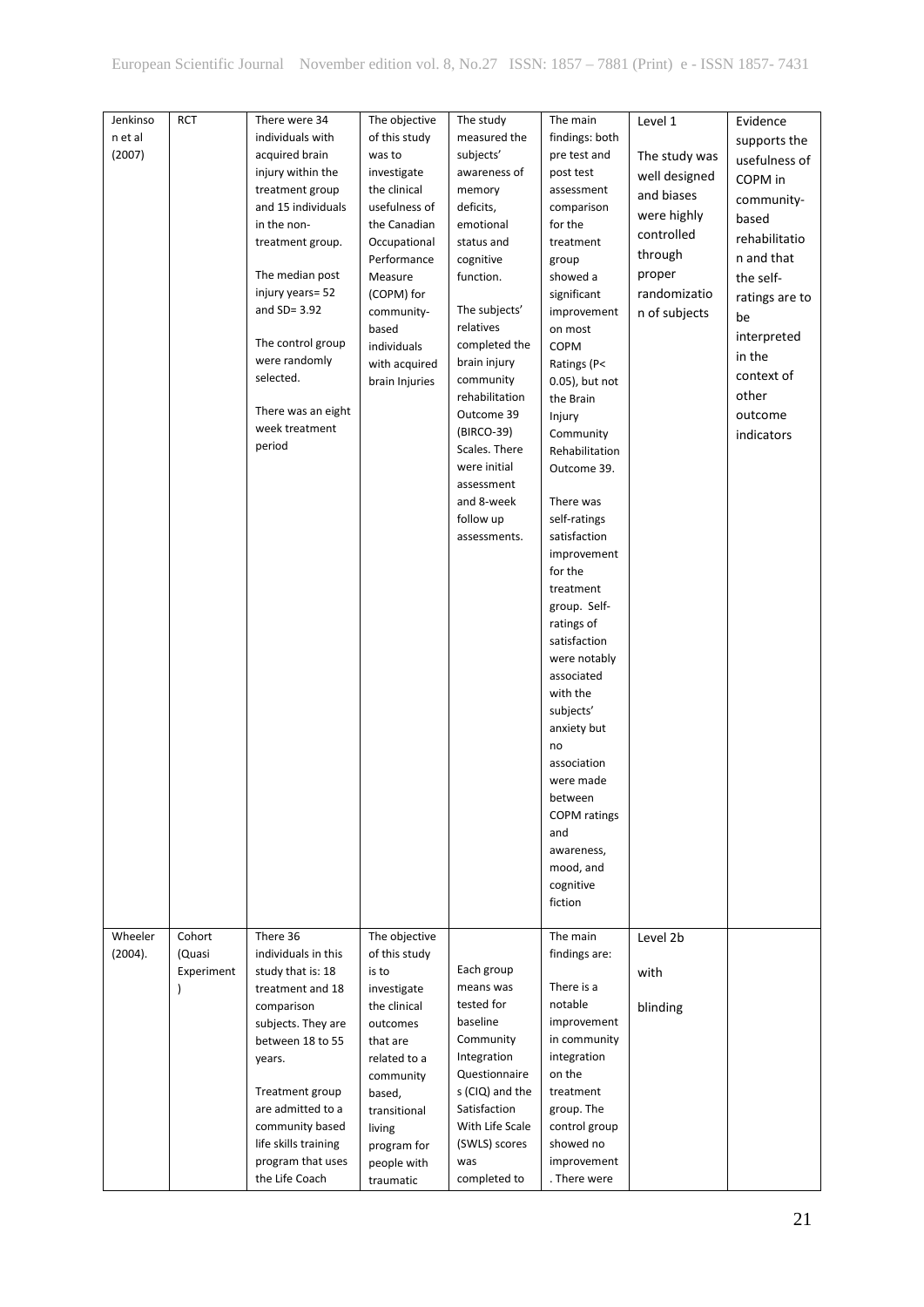| Jenkinson et al (2007) | RCT | There were 34 individuals with acquired brain injury within the treatment group and 15 individuals in the non-treatment group.<br><br>The median post injury years= 52 and SD= 3.92<br><br>The control group were randomly selected.<br><br>There was an eight week treatment period | The objective of this study was to investigate the clinical usefulness of the Canadian Occupational Performance Measure (COPM) for community-based individuals with acquired brain Injuries | The study measured the subjects' awareness of memory deficits, emotional status and cognitive function.<br><br>The subjects' relatives completed the brain injury community rehabilitation Outcome 39 (BIRCO-39) Scales. There were initial assessment and 8-week follow up assessments. | The main findings: both pre test and post test assessment comparison for the treatment group showed a significant improvement on most COPM Ratings (P< 0.05), but not the Brain Injury Community Rehabilitation Outcome 39.<br><br>There was self-ratings satisfaction improvement for the treatment group. Self-ratings of satisfaction were notably associated with the subjects' anxiety but no association were made between COPM ratings and awareness, mood, and cognitive fiction | Level 1<br><br>The study was well designed and biases were highly controlled through proper randomization of subjects | Evidence supports the usefulness of COPM in community-based rehabilitation and that the self-ratings are to be interpreted in the context of other outcome indicators |
|---|---|---|---|---|---|---|---|
| Wheeler (2004). | Cohort (Quasi Experiment) | There 36 individuals in this study that is: 18 treatment and 18 comparison subjects. They are between 18 to 55 years.<br><br>Treatment group are admitted to a community based life skills training program that uses the Life Coach | The objective of this study is to investigate the clinical outcomes that are related to a community based, transitional living program for people with traumatic | Each group means was tested for baseline Community Integration Questionnaires (CIQ) and the Satisfaction With Life Scale (SWLS) scores was completed to | The main findings are:<br><br>There is a notable improvement in community integration on the treatment group. The control group showed no improvement . There were | Level 2b<br><br>with<br><br>blinding | |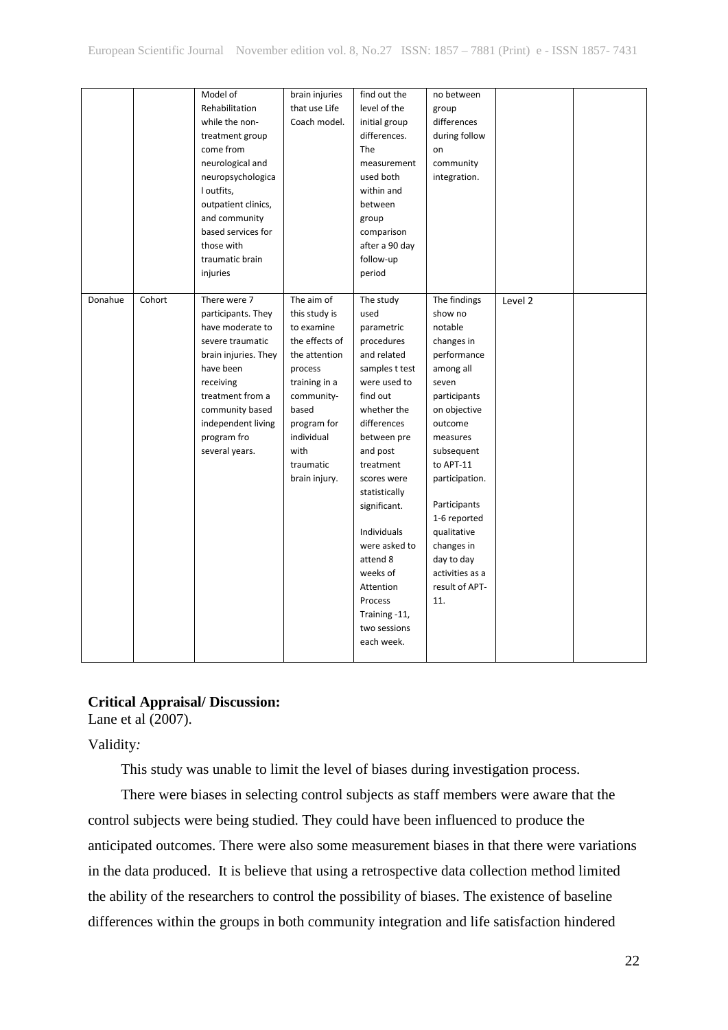| | | | | | | | |
|---|---|---|---|---|---|---|---|
| | | Model of Rehabilitation while the non-treatment group come from neurological and neuropsychological outfits, outpatient clinics, and community based services for those with traumatic brain injuries | brain injuries that use Life Coach model. | find out the level of the initial group differences. The measurement used both within and between group comparison after a 90 day follow-up period | no between group differences during follow on community integration. | | |
| Donahue | Cohort | There were 7 participants. They have moderate to severe traumatic brain injuries. They have been receiving treatment from a community based independent living program fro several years. | The aim of this study is to examine the effects of the attention process training in a community-based program for individual with traumatic brain injury. | The study used parametric procedures and related samples t test were used to find out whether the differences between pre and post treatment scores were statistically significant.<br><br>Individuals were asked to attend 8 weeks of Attention Process Training -11, two sessions each week. | The findings show no notable changes in performance among all seven participants on objective outcome measures subsequent to APT-11 participation.<br><br>Participants 1-6 reported qualitative changes in day to day activities as a result of APT-11. | Level 2 | |

**Critical Appraisal/ Discussion:**

Lane et al (2007).

Validity*:*

This study was unable to limit the level of biases during investigation process.

There were biases in selecting control subjects as staff members were aware that the control subjects were being studied. They could have been influenced to produce the anticipated outcomes. There were also some measurement biases in that there were variations in the data produced. It is believe that using a retrospective data collection method limited the ability of the researchers to control the possibility of biases. The existence of baseline differences within the groups in both community integration and life satisfaction hindered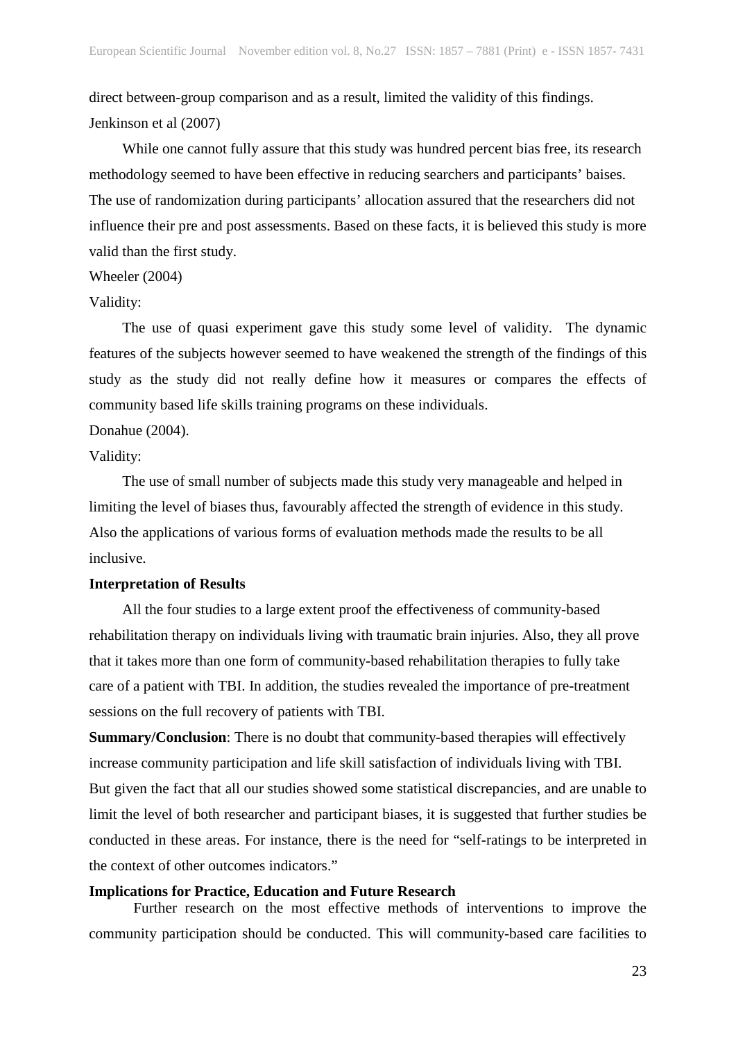direct between-group comparison and as a result, limited the validity of this findings.

Jenkinson et al (2007)

While one cannot fully assure that this study was hundred percent bias free, its research methodology seemed to have been effective in reducing searchers and participants' baises. The use of randomization during participants' allocation assured that the researchers did not influence their pre and post assessments. Based on these facts, it is believed this study is more valid than the first study.

Wheeler (2004)

Validity:

The use of quasi experiment gave this study some level of validity. The dynamic features of the subjects however seemed to have weakened the strength of the findings of this study as the study did not really define how it measures or compares the effects of community based life skills training programs on these individuals.

Donahue (2004).

Validity:

The use of small number of subjects made this study very manageable and helped in limiting the level of biases thus, favourably affected the strength of evidence in this study. Also the applications of various forms of evaluation methods made the results to be all inclusive.

**Interpretation of Results**

All the four studies to a large extent proof the effectiveness of community-based rehabilitation therapy on individuals living with traumatic brain injuries. Also, they all prove that it takes more than one form of community-based rehabilitation therapies to fully take care of a patient with TBI. In addition, the studies revealed the importance of pre-treatment sessions on the full recovery of patients with TBI.

**Summary/Conclusion**: There is no doubt that community-based therapies will effectively increase community participation and life skill satisfaction of individuals living with TBI. But given the fact that all our studies showed some statistical discrepancies, and are unable to limit the level of both researcher and participant biases, it is suggested that further studies be conducted in these areas. For instance, there is the need for "self-ratings to be interpreted in the context of other outcomes indicators."

**Implications for Practice, Education and Future Research**

Further research on the most effective methods of interventions to improve the community participation should be conducted. This will community-based care facilities to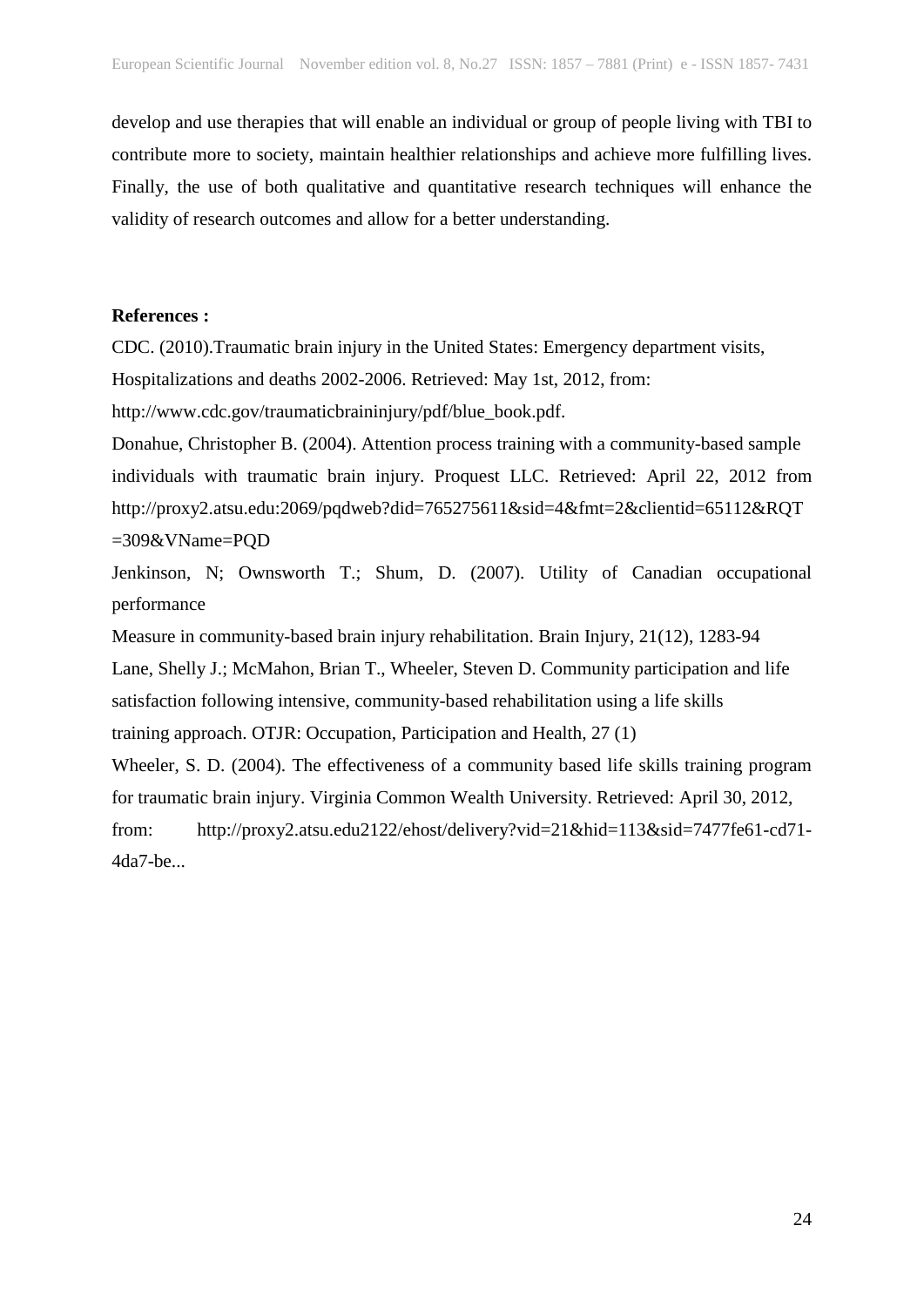develop and use therapies that will enable an individual or group of people living with TBI to contribute more to society, maintain healthier relationships and achieve more fulfilling lives. Finally, the use of both qualitative and quantitative research techniques will enhance the validity of research outcomes and allow for a better understanding.

**References :**

CDC. (2010).Traumatic brain injury in the United States: Emergency department visits, Hospitalizations and deaths 2002-2006. Retrieved: May 1st, 2012, from: http://www.cdc.gov/traumaticbraininjury/pdf/blue_book.pdf.

Donahue, Christopher B. (2004). Attention process training with a community-based sample individuals with traumatic brain injury. Proquest LLC. Retrieved: April 22, 2012 from http://proxy2.atsu.edu:2069/pqdweb?did=765275611&sid=4&fmt=2&clientid=65112&RQT=309&VName=PQD

Jenkinson, N; Ownsworth T.; Shum, D. (2007). Utility of Canadian occupational performance Measure in community-based brain injury rehabilitation. Brain Injury, 21(12), 1283-94

Lane, Shelly J.; McMahon, Brian T., Wheeler, Steven D. Community participation and life satisfaction following intensive, community-based rehabilitation using a life skills training approach. OTJR: Occupation, Participation and Health, 27 (1)

Wheeler, S. D. (2004). The effectiveness of a community based life skills training program for traumatic brain injury. Virginia Common Wealth University. Retrieved: April 30, 2012, from: http://proxy2.atsu.edu2122/ehost/delivery?vid=21&hid=113&sid=7477fe61-cd71-4da7-be...